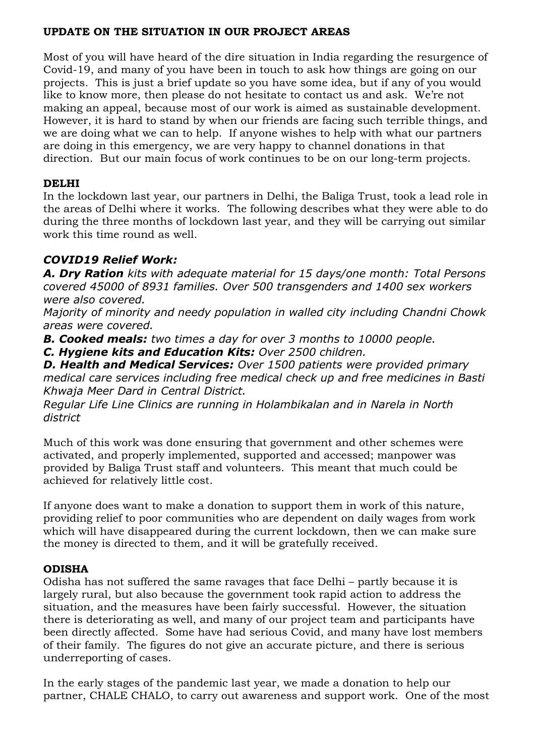## UPDATE ON THE SITUATION IN OUR PROJECT AREAS

Most of you will have heard of the dire situation in India regarding the resurgence of Covid-19, and many of you have been in touch to ask how things are going on our projects. This is just a brief update so you have some idea, but if any of you would like to know more, then please do not hesitate to contact us and ask. We're not making an appeal, because most of our work is aimed as sustainable development. However, it is hard to stand by when our friends are facing such terrible things, and we are doing what we can to help. If anyone wishes to help with what our partners are doing in this emergency, we are very happy to channel donations in that direction. But our main focus of work continues to be on our long-term projects.

### DELHI

In the lockdown last year, our partners in Delhi, the Baliga Trust, took a lead role in the areas of Delhi where it works. The following describes what they were able to do during the three months of lockdown last year, and they will be carrying out similar work this time round as well.

#### *COVID19 Relief Work:*

***A. Dry Ration*** *kits with adequate material for 15 days/one month: Total Persons covered 45000 of 8931 families. Over 500 transgenders and 1400 sex workers were also covered.*

*Majority of minority and needy population in walled city including Chandni Chowk areas were covered.*

***B. Cooked meals:*** *two times a day for over 3 months to 10000 people.*

***C. Hygiene kits and Education Kits:*** *Over 2500 children.*

***D. Health and Medical Services:*** *Over 1500 patients were provided primary medical care services including free medical check up and free medicines in Basti Khwaja Meer Dard in Central District.*

*Regular Life Line Clinics are running in Holambikalan and in Narela in North district*

Much of this work was done ensuring that government and other schemes were activated, and properly implemented, supported and accessed; manpower was provided by Baliga Trust staff and volunteers. This meant that much could be achieved for relatively little cost.

If anyone does want to make a donation to support them in work of this nature, providing relief to poor communities who are dependent on daily wages from work which will have disappeared during the current lockdown, then we can make sure the money is directed to them, and it will be gratefully received.

### ODISHA

Odisha has not suffered the same ravages that face Delhi – partly because it is largely rural, but also because the government took rapid action to address the situation, and the measures have been fairly successful. However, the situation there is deteriorating as well, and many of our project team and participants have been directly affected. Some have had serious Covid, and many have lost members of their family. The figures do not give an accurate picture, and there is serious underreporting of cases.

In the early stages of the pandemic last year, we made a donation to help our partner, CHALE CHALO, to carry out awareness and support work. One of the most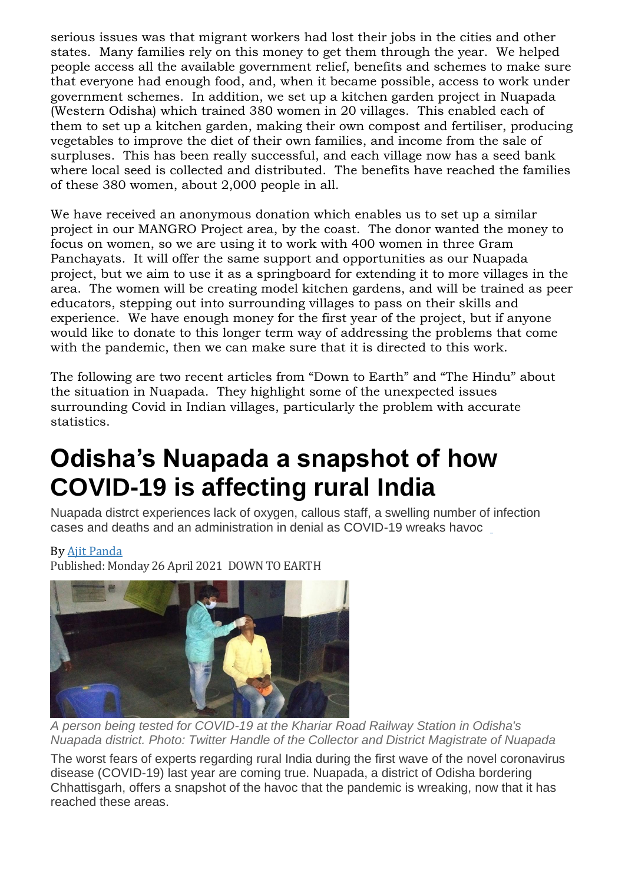serious issues was that migrant workers had lost their jobs in the cities and other states. Many families rely on this money to get them through the year. We helped people access all the available government relief, benefits and schemes to make sure that everyone had enough food, and, when it became possible, access to work under government schemes. In addition, we set up a kitchen garden project in Nuapada (Western Odisha) which trained 380 women in 20 villages. This enabled each of them to set up a kitchen garden, making their own compost and fertiliser, producing vegetables to improve the diet of their own families, and income from the sale of surpluses. This has been really successful, and each village now has a seed bank where local seed is collected and distributed. The benefits have reached the families of these 380 women, about 2,000 people in all.

We have received an anonymous donation which enables us to set up a similar project in our MANGRO Project area, by the coast. The donor wanted the money to focus on women, so we are using it to work with 400 women in three Gram Panchayats. It will offer the same support and opportunities as our Nuapada project, but we aim to use it as a springboard for extending it to more villages in the area. The women will be creating model kitchen gardens, and will be trained as peer educators, stepping out into surrounding villages to pass on their skills and experience. We have enough money for the first year of the project, but if anyone would like to donate to this longer term way of addressing the problems that come with the pandemic, then we can make sure that it is directed to this work.

The following are two recent articles from "Down to Earth" and "The Hindu" about the situation in Nuapada. They highlight some of the unexpected issues surrounding Covid in Indian villages, particularly the problem with accurate statistics.

# Odisha's Nuapada a snapshot of how COVID-19 is affecting rural India

Nuapada distrct experiences lack of oxygen, callous staff, a swelling number of infection cases and deaths and an administration in denial as COVID-19 wreaks havoc

By Ajit Panda
Published: Monday 26 April 2021 DOWN TO EARTH

*A person being tested for COVID-19 at the Khariar Road Railway Station in Odisha's Nuapada district. Photo: Twitter Handle of the Collector and District Magistrate of Nuapada*

The worst fears of experts regarding rural India during the first wave of the novel coronavirus disease (COVID-19) last year are coming true. Nuapada, a district of Odisha bordering Chhattisgarh, offers a snapshot of the havoc that the pandemic is wreaking, now that it has reached these areas.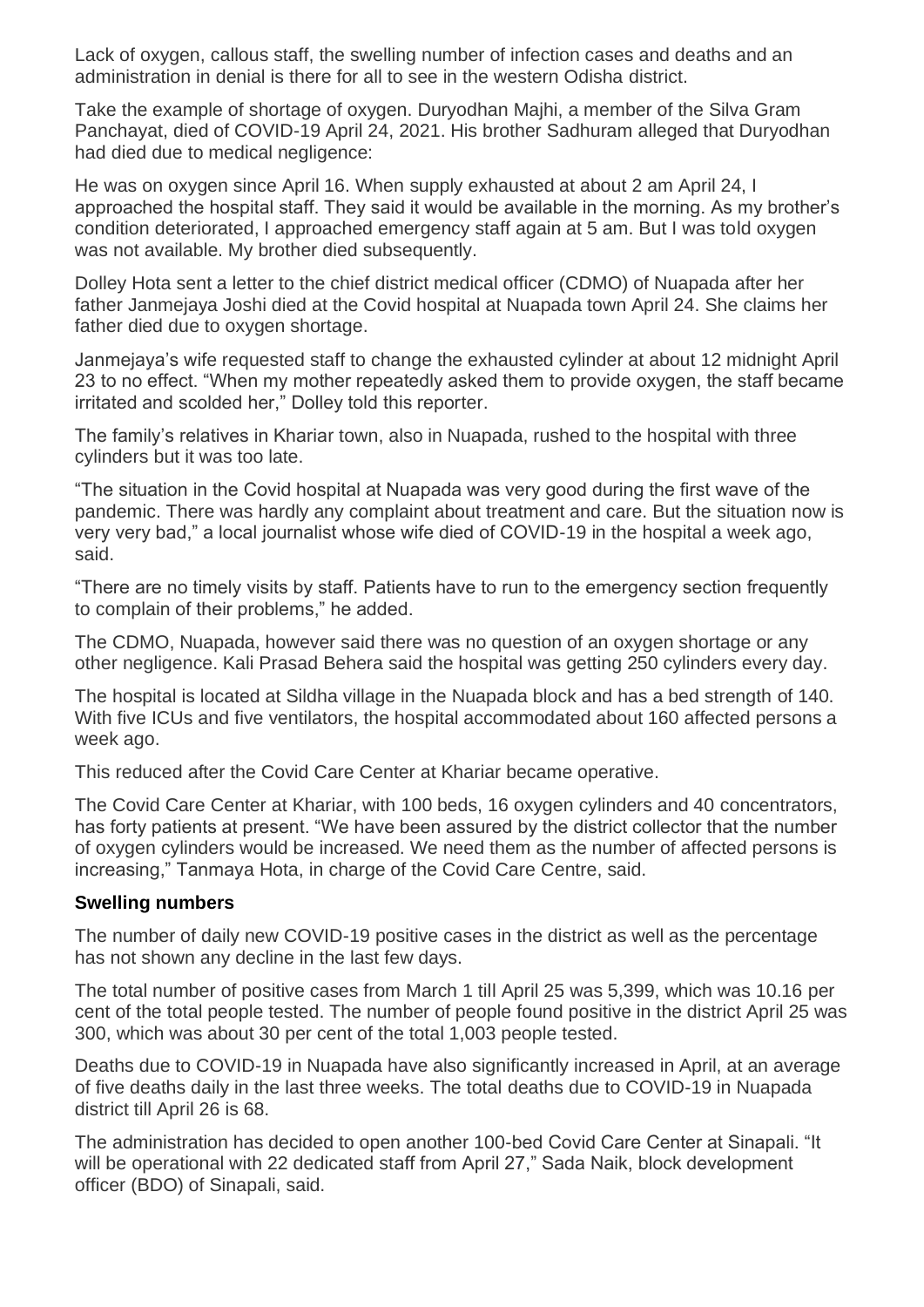Lack of oxygen, callous staff, the swelling number of infection cases and deaths and an administration in denial is there for all to see in the western Odisha district.

Take the example of shortage of oxygen. Duryodhan Majhi, a member of the Silva Gram Panchayat, died of COVID-19 April 24, 2021. His brother Sadhuram alleged that Duryodhan had died due to medical negligence:

He was on oxygen since April 16. When supply exhausted at about 2 am April 24, I approached the hospital staff. They said it would be available in the morning. As my brother's condition deteriorated, I approached emergency staff again at 5 am. But I was told oxygen was not available. My brother died subsequently.

Dolley Hota sent a letter to the chief district medical officer (CDMO) of Nuapada after her father Janmejaya Joshi died at the Covid hospital at Nuapada town April 24. She claims her father died due to oxygen shortage.

Janmejaya's wife requested staff to change the exhausted cylinder at about 12 midnight April 23 to no effect. "When my mother repeatedly asked them to provide oxygen, the staff became irritated and scolded her," Dolley told this reporter.

The family's relatives in Khariar town, also in Nuapada, rushed to the hospital with three cylinders but it was too late.

"The situation in the Covid hospital at Nuapada was very good during the first wave of the pandemic. There was hardly any complaint about treatment and care. But the situation now is very very bad," a local journalist whose wife died of COVID-19 in the hospital a week ago, said.

"There are no timely visits by staff. Patients have to run to the emergency section frequently to complain of their problems," he added.

The CDMO, Nuapada, however said there was no question of an oxygen shortage or any other negligence. Kali Prasad Behera said the hospital was getting 250 cylinders every day.

The hospital is located at Sildha village in the Nuapada block and has a bed strength of 140. With five ICUs and five ventilators, the hospital accommodated about 160 affected persons a week ago.

This reduced after the Covid Care Center at Khariar became operative.

The Covid Care Center at Khariar, with 100 beds, 16 oxygen cylinders and 40 concentrators, has forty patients at present. "We have been assured by the district collector that the number of oxygen cylinders would be increased. We need them as the number of affected persons is increasing," Tanmaya Hota, in charge of the Covid Care Centre, said.

**Swelling numbers**

The number of daily new COVID-19 positive cases in the district as well as the percentage has not shown any decline in the last few days.

The total number of positive cases from March 1 till April 25 was 5,399, which was 10.16 per cent of the total people tested. The number of people found positive in the district April 25 was 300, which was about 30 per cent of the total 1,003 people tested.

Deaths due to COVID-19 in Nuapada have also significantly increased in April, at an average of five deaths daily in the last three weeks. The total deaths due to COVID-19 in Nuapada district till April 26 is 68.

The administration has decided to open another 100-bed Covid Care Center at Sinapali. "It will be operational with 22 dedicated staff from April 27," Sada Naik, block development officer (BDO) of Sinapali, said.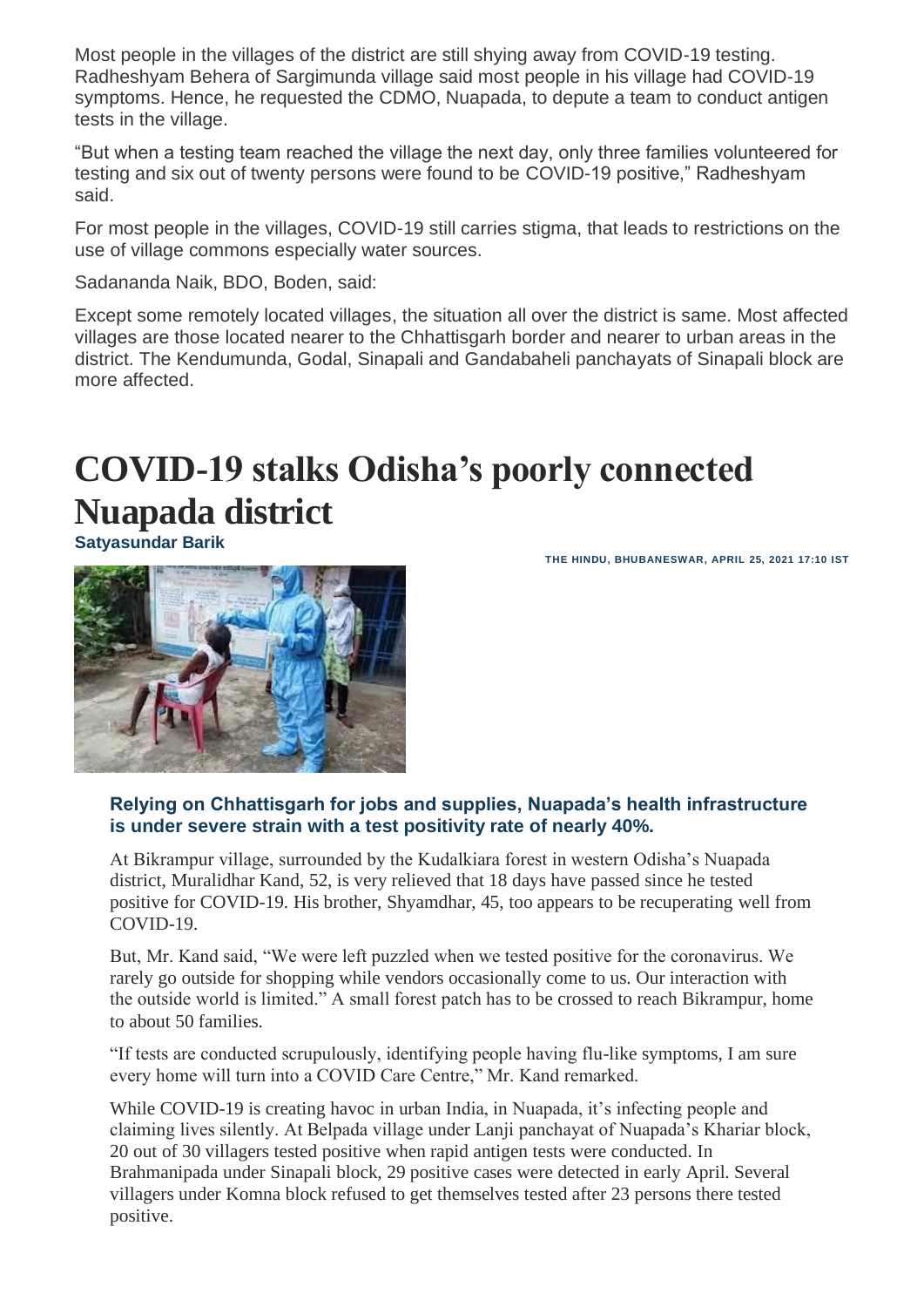Most people in the villages of the district are still shying away from COVID-19 testing. Radheshyam Behera of Sargimunda village said most people in his village had COVID-19 symptoms. Hence, he requested the CDMO, Nuapada, to depute a team to conduct antigen tests in the village.

"But when a testing team reached the village the next day, only three families volunteered for testing and six out of twenty persons were found to be COVID-19 positive," Radheshyam said.

For most people in the villages, COVID-19 still carries stigma, that leads to restrictions on the use of village commons especially water sources.

Sadananda Naik, BDO, Boden, said:

Except some remotely located villages, the situation all over the district is same. Most affected villages are those located nearer to the Chhattisgarh border and nearer to urban areas in the district. The Kendumunda, Godal, Sinapali and Gandabaheli panchayats of Sinapali block are more affected.

# COVID-19 stalks Odisha's poorly connected Nuapada district

**Satyasundar Barik**

THE HINDU, BHUBANESWAR, APRIL 25, 2021 17:10 IST

**Relying on Chhattisgarh for jobs and supplies, Nuapada's health infrastructure is under severe strain with a test positivity rate of nearly 40%.**

At Bikrampur village, surrounded by the Kudalkiara forest in western Odisha's Nuapada district, Muralidhar Kand, 52, is very relieved that 18 days have passed since he tested positive for COVID-19. His brother, Shyamdhar, 45, too appears to be recuperating well from COVID-19.

But, Mr. Kand said, "We were left puzzled when we tested positive for the coronavirus. We rarely go outside for shopping while vendors occasionally come to us. Our interaction with the outside world is limited." A small forest patch has to be crossed to reach Bikrampur, home to about 50 families.

"If tests are conducted scrupulously, identifying people having flu-like symptoms, I am sure every home will turn into a COVID Care Centre," Mr. Kand remarked.

While COVID-19 is creating havoc in urban India, in Nuapada, it's infecting people and claiming lives silently. At Belpada village under Lanji panchayat of Nuapada's Khariar block, 20 out of 30 villagers tested positive when rapid antigen tests were conducted. In Brahmanipada under Sinapali block, 29 positive cases were detected in early April. Several villagers under Komna block refused to get themselves tested after 23 persons there tested positive.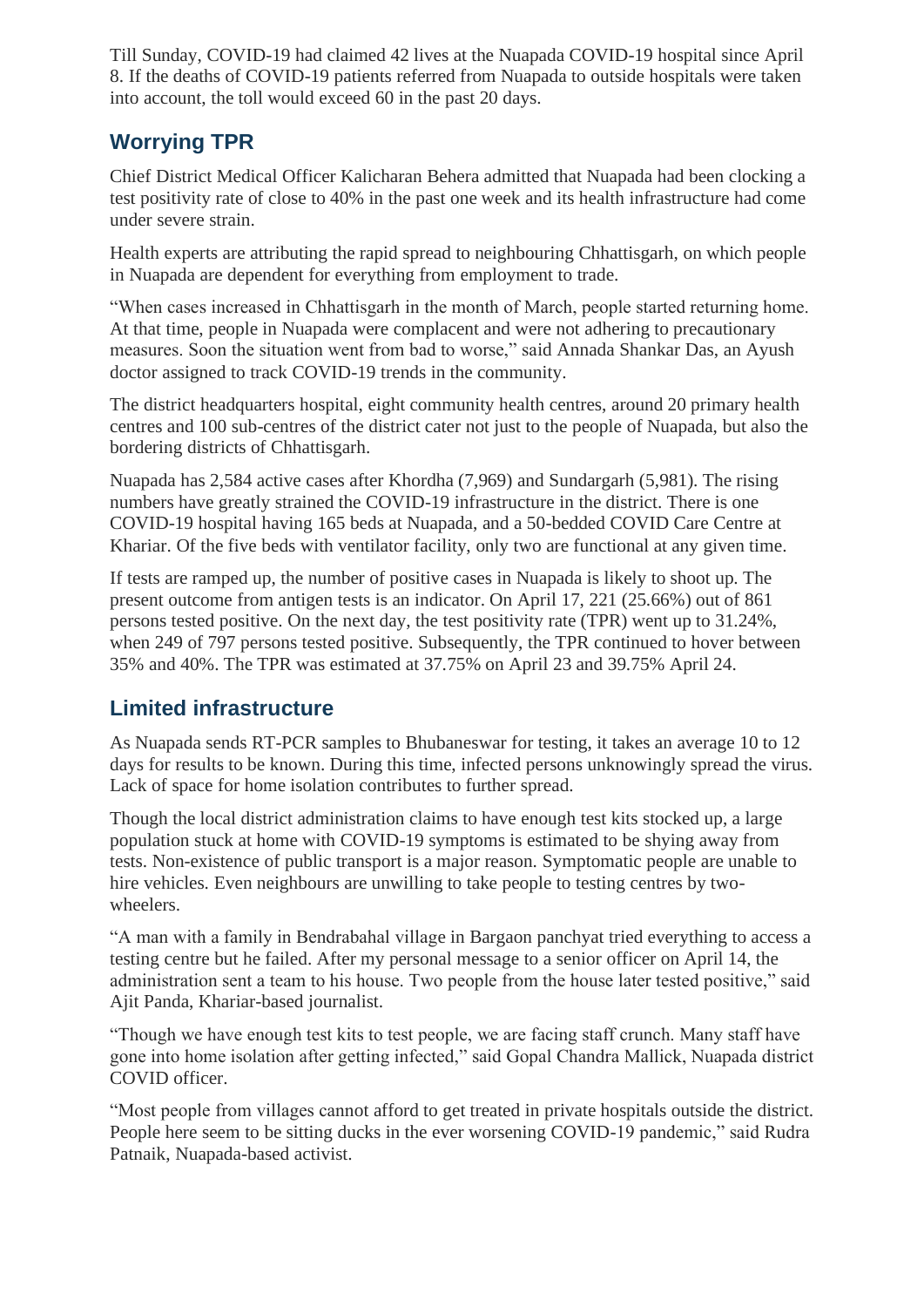Till Sunday, COVID-19 had claimed 42 lives at the Nuapada COVID-19 hospital since April 8. If the deaths of COVID-19 patients referred from Nuapada to outside hospitals were taken into account, the toll would exceed 60 in the past 20 days.

## Worrying TPR

Chief District Medical Officer Kalicharan Behera admitted that Nuapada had been clocking a test positivity rate of close to 40% in the past one week and its health infrastructure had come under severe strain.

Health experts are attributing the rapid spread to neighbouring Chhattisgarh, on which people in Nuapada are dependent for everything from employment to trade.

“When cases increased in Chhattisgarh in the month of March, people started returning home. At that time, people in Nuapada were complacent and were not adhering to precautionary measures. Soon the situation went from bad to worse,” said Annada Shankar Das, an Ayush doctor assigned to track COVID-19 trends in the community.

The district headquarters hospital, eight community health centres, around 20 primary health centres and 100 sub-centres of the district cater not just to the people of Nuapada, but also the bordering districts of Chhattisgarh.

Nuapada has 2,584 active cases after Khordha (7,969) and Sundargarh (5,981). The rising numbers have greatly strained the COVID-19 infrastructure in the district. There is one COVID-19 hospital having 165 beds at Nuapada, and a 50-bedded COVID Care Centre at Khariar. Of the five beds with ventilator facility, only two are functional at any given time.

If tests are ramped up, the number of positive cases in Nuapada is likely to shoot up. The present outcome from antigen tests is an indicator. On April 17, 221 (25.66%) out of 861 persons tested positive. On the next day, the test positivity rate (TPR) went up to 31.24%, when 249 of 797 persons tested positive. Subsequently, the TPR continued to hover between 35% and 40%. The TPR was estimated at 37.75% on April 23 and 39.75% April 24.

## Limited infrastructure

As Nuapada sends RT-PCR samples to Bhubaneswar for testing, it takes an average 10 to 12 days for results to be known. During this time, infected persons unknowingly spread the virus. Lack of space for home isolation contributes to further spread.

Though the local district administration claims to have enough test kits stocked up, a large population stuck at home with COVID-19 symptoms is estimated to be shying away from tests. Non-existence of public transport is a major reason. Symptomatic people are unable to hire vehicles. Even neighbours are unwilling to take people to testing centres by two-wheelers.

“A man with a family in Bendrabahal village in Bargaon panchyat tried everything to access a testing centre but he failed. After my personal message to a senior officer on April 14, the administration sent a team to his house. Two people from the house later tested positive,” said Ajit Panda, Khariar-based journalist.

“Though we have enough test kits to test people, we are facing staff crunch. Many staff have gone into home isolation after getting infected,” said Gopal Chandra Mallick, Nuapada district COVID officer.

“Most people from villages cannot afford to get treated in private hospitals outside the district. People here seem to be sitting ducks in the ever worsening COVID-19 pandemic,” said Rudra Patnaik, Nuapada-based activist.